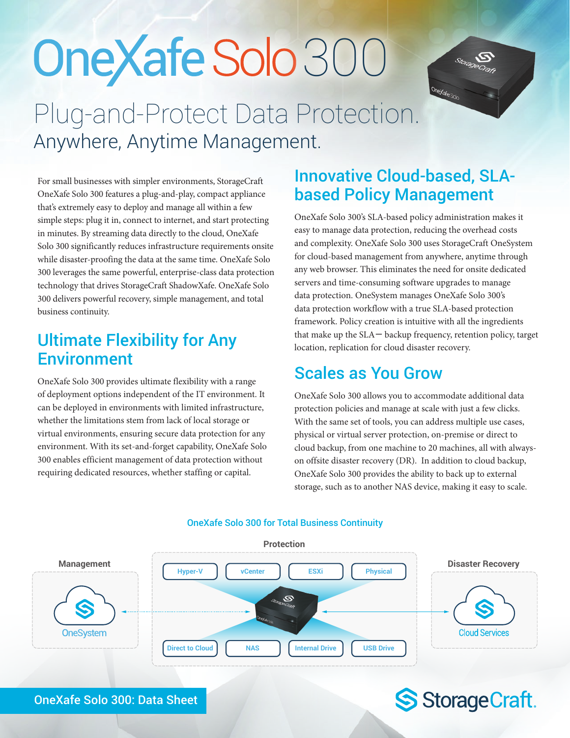# OneXafe Solo 300

## Plug-and-Protect Data Protection. Anywhere, Anytime Management.

For small businesses with simpler environments, StorageCraft OneXafe Solo 300 features a plug-and-play, compact appliance that's extremely easy to deploy and manage all within a few simple steps: plug it in, connect to internet, and start protecting in minutes. By streaming data directly to the cloud, OneXafe Solo 300 significantly reduces infrastructure requirements onsite while disaster-proofing the data at the same time. OneXafe Solo 300 leverages the same powerful, enterprise-class data protection technology that drives StorageCraft ShadowXafe. OneXafe Solo 300 delivers powerful recovery, simple management, and total business continuity.

## Ultimate Flexibility for Any Environment

OneXafe Solo 300 provides ultimate flexibility with a range of deployment options independent of the IT environment. It can be deployed in environments with limited infrastructure, whether the limitations stem from lack of local storage or virtual environments, ensuring secure data protection for any environment. With its set-and-forget capability, OneXafe Solo 300 enables efficient management of data protection without requiring dedicated resources, whether staffing or capital.

## Innovative Cloud-based, SLA-based Policy Management

OneXafe Solo 300's SLA-based policy administration makes it easy to manage data protection, reducing the overhead costs and complexity. OneXafe Solo 300 uses StorageCraft OneSystem for cloud-based management from anywhere, anytime through any web browser. This eliminates the need for onsite dedicated servers and time-consuming software upgrades to manage data protection. OneSystem manages OneXafe Solo 300's data protection workflow with a true SLA-based protection framework. Policy creation is intuitive with all the ingredients that make up the SLA— backup frequency, retention policy, target location, replication for cloud disaster recovery.

## Scales as You Grow

OneXafe Solo 300 allows you to accommodate additional data protection policies and manage at scale with just a few clicks. With the same set of tools, you can address multiple use cases, physical or virtual server protection, on-premise or direct to cloud backup, from one machine to 20 machines, all with always-on offsite disaster recovery (DR). In addition to cloud backup, OneXafe Solo 300 provides the ability to back up to external storage, such as to another NAS device, making it easy to scale.

### OneXafe Solo 300 for Total Business Continuity

**Management:** OneSystem

**Protection:** Hyper-V, vCenter, ESXi, Physical, Direct to Cloud, NAS, Internal Drive, USB Drive

**Disaster Recovery:** Cloud Services

OneXafe Solo 300: Data Sheet

StorageCraft.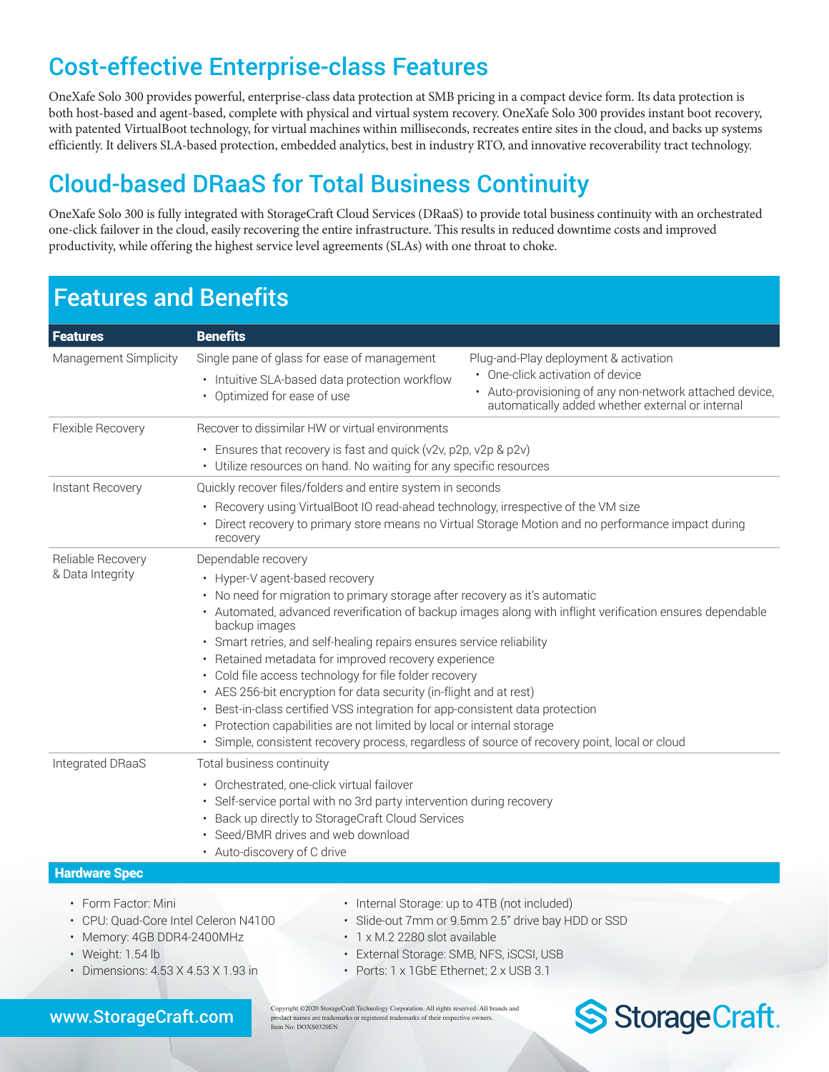## Cost-effective Enterprise-class Features

OneXafe Solo 300 provides powerful, enterprise-class data protection at SMB pricing in a compact device form. Its data protection is both host-based and agent-based, complete with physical and virtual system recovery. OneXafe Solo 300 provides instant boot recovery, with patented VirtualBoot technology, for virtual machines within milliseconds, recreates entire sites in the cloud, and backs up systems efficiently. It delivers SLA-based protection, embedded analytics, best in industry RTO, and innovative recoverability tract technology.

## Cloud-based DRaaS for Total Business Continuity

OneXafe Solo 300 is fully integrated with StorageCraft Cloud Services (DRaaS) to provide total business continuity with an orchestrated one-click failover in the cloud, easily recovering the entire infrastructure. This results in reduced downtime costs and improved productivity, while offering the highest service level agreements (SLAs) with one throat to choke.

## Features and Benefits

| Features | Benefits |
|---|---|
| Management Simplicity | Single pane of glass for ease of management<br>• Intuitive SLA-based data protection workflow<br>• Optimized for ease of use<br><br>Plug-and-Play deployment & activation<br>• One-click activation of device<br>• Auto-provisioning of any non-network attached device, automatically added whether external or internal |
| Flexible Recovery | Recover to dissimilar HW or virtual environments<br>• Ensures that recovery is fast and quick (v2v, p2p, v2p & p2v)<br>• Utilize resources on hand. No waiting for any specific resources |
| Instant Recovery | Quickly recover files/folders and entire system in seconds<br>• Recovery using VirtualBoot IO read-ahead technology, irrespective of the VM size<br>• Direct recovery to primary store means no Virtual Storage Motion and no performance impact during recovery |
| Reliable Recovery & Data Integrity | Dependable recovery<br>• Hyper-V agent-based recovery<br>• No need for migration to primary storage after recovery as it's automatic<br>• Automated, advanced reverification of backup images along with inflight verification ensures dependable backup images<br>• Smart retries, and self-healing repairs ensures service reliability<br>• Retained metadata for improved recovery experience<br>• Cold file access technology for file folder recovery<br>• AES 256-bit encryption for data security (in-flight and at rest)<br>• Best-in-class certified VSS integration for app-consistent data protection<br>• Protection capabilities are not limited by local or internal storage<br>• Simple, consistent recovery process, regardless of source of recovery point, local or cloud |
| Integrated DRaaS | Total business continuity<br>• Orchestrated, one-click virtual failover<br>• Self-service portal with no 3rd party intervention during recovery<br>• Back up directly to StorageCraft Cloud Services<br>• Seed/BMR drives and web download<br>• Auto-discovery of C drive |

### Hardware Spec

- Form Factor: Mini
- CPU: Quad-Core Intel Celeron N4100
- Memory: 4GB DDR4-2400MHz
- Weight: 1.54 lb
- Dimensions: 4.53 X 4.53 X 1.93 in
- Internal Storage: up to 4TB (not included)
- Slide-out 7mm or 9.5mm 2.5" drive bay HDD or SSD
- 1 x M.2 2280 slot available
- External Storage: SMB, NFS, iSCSI, USB
- Ports: 1 x 1GbE Ethernet; 2 x USB 3.1

www.StorageCraft.com

Copyright ©2020 StorageCraft Technology Corporation. All rights reserved. All brands and product names are trademarks or registered trademarks of their respective owners. Item No: DOXS0320EN

StorageCraft.